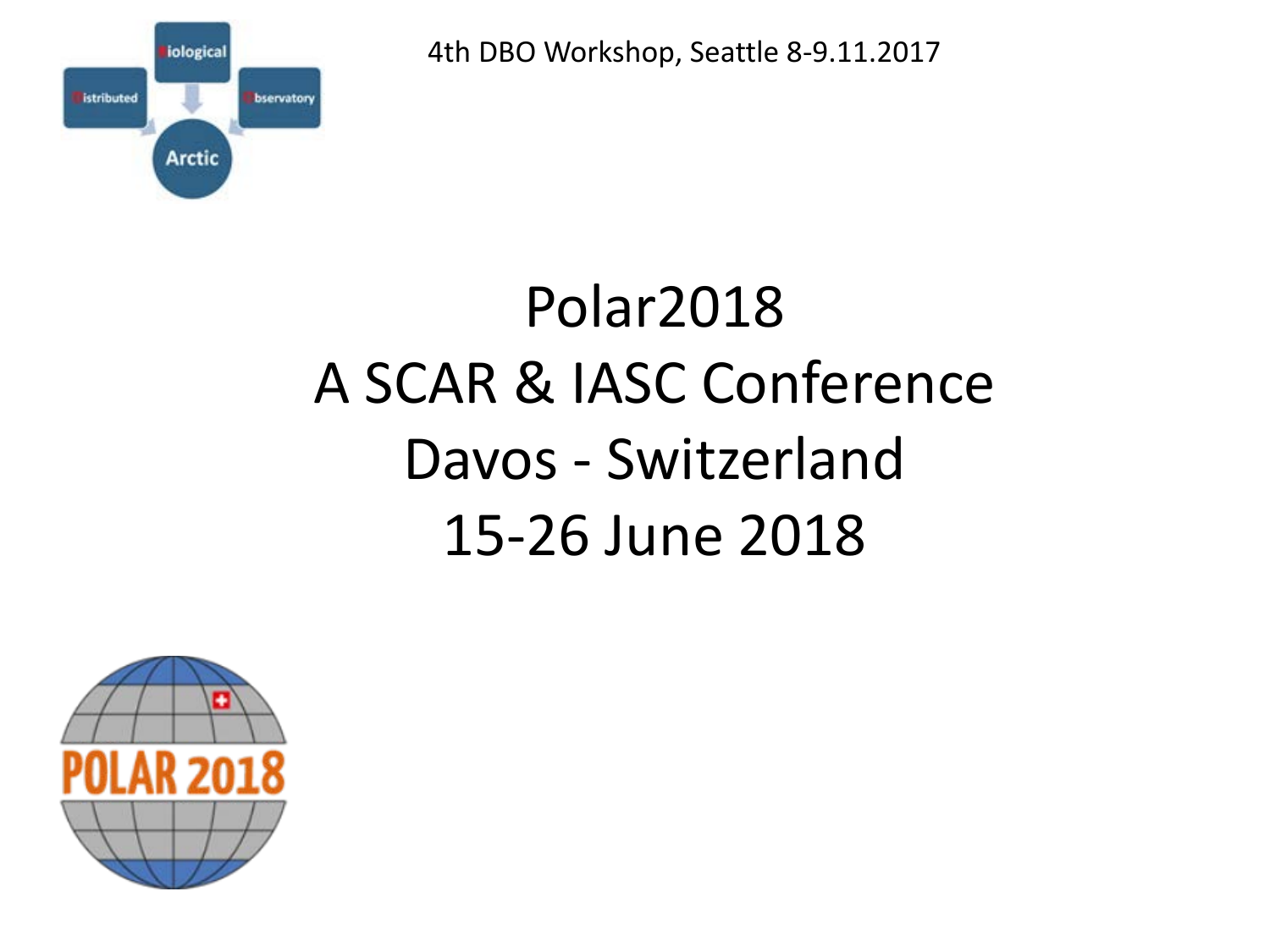4th DBO Workshop, Seattle 8-9.11.2017

# Polar2018
# A SCAR & IASC Conference
# Davos - Switzerland
# 15-26 June 2018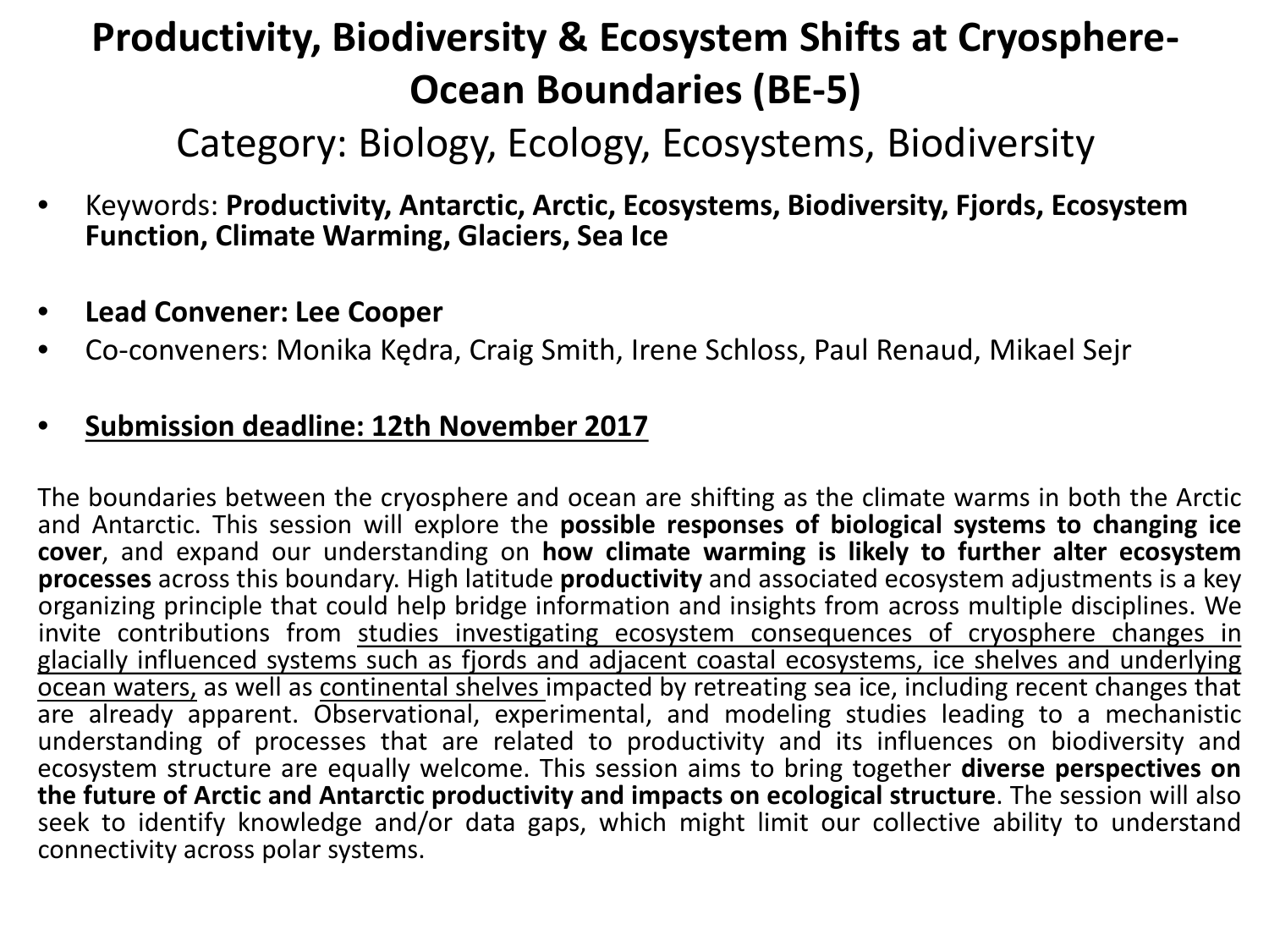# Productivity, Biodiversity & Ecosystem Shifts at Cryosphere-Ocean Boundaries (BE-5)

## Category: Biology, Ecology, Ecosystems, Biodiversity

- Keywords: **Productivity, Antarctic, Arctic, Ecosystems, Biodiversity, Fjords, Ecosystem Function, Climate Warming, Glaciers, Sea Ice**

- **Lead Convener: Lee Cooper**
- Co-conveners: Monika Kędra, Craig Smith, Irene Schloss, Paul Renaud, Mikael Sejr

- **Submission deadline: 12th November 2017**

The boundaries between the cryosphere and ocean are shifting as the climate warms in both the Arctic and Antarctic. This session will explore the **possible responses of biological systems to changing ice cover**, and expand our understanding on **how climate warming is likely to further alter ecosystem processes** across this boundary. High latitude **productivity** and associated ecosystem adjustments is a key organizing principle that could help bridge information and insights from across multiple disciplines. We invite contributions from studies investigating ecosystem consequences of cryosphere changes in glacially influenced systems such as fjords and adjacent coastal ecosystems, ice shelves and underlying ocean waters, as well as continental shelves impacted by retreating sea ice, including recent changes that are already apparent. Observational, experimental, and modeling studies leading to a mechanistic understanding of processes that are related to productivity and its influences on biodiversity and ecosystem structure are equally welcome. This session aims to bring together **diverse perspectives on the future of Arctic and Antarctic productivity and impacts on ecological structure**. The session will also seek to identify knowledge and/or data gaps, which might limit our collective ability to understand connectivity across polar systems.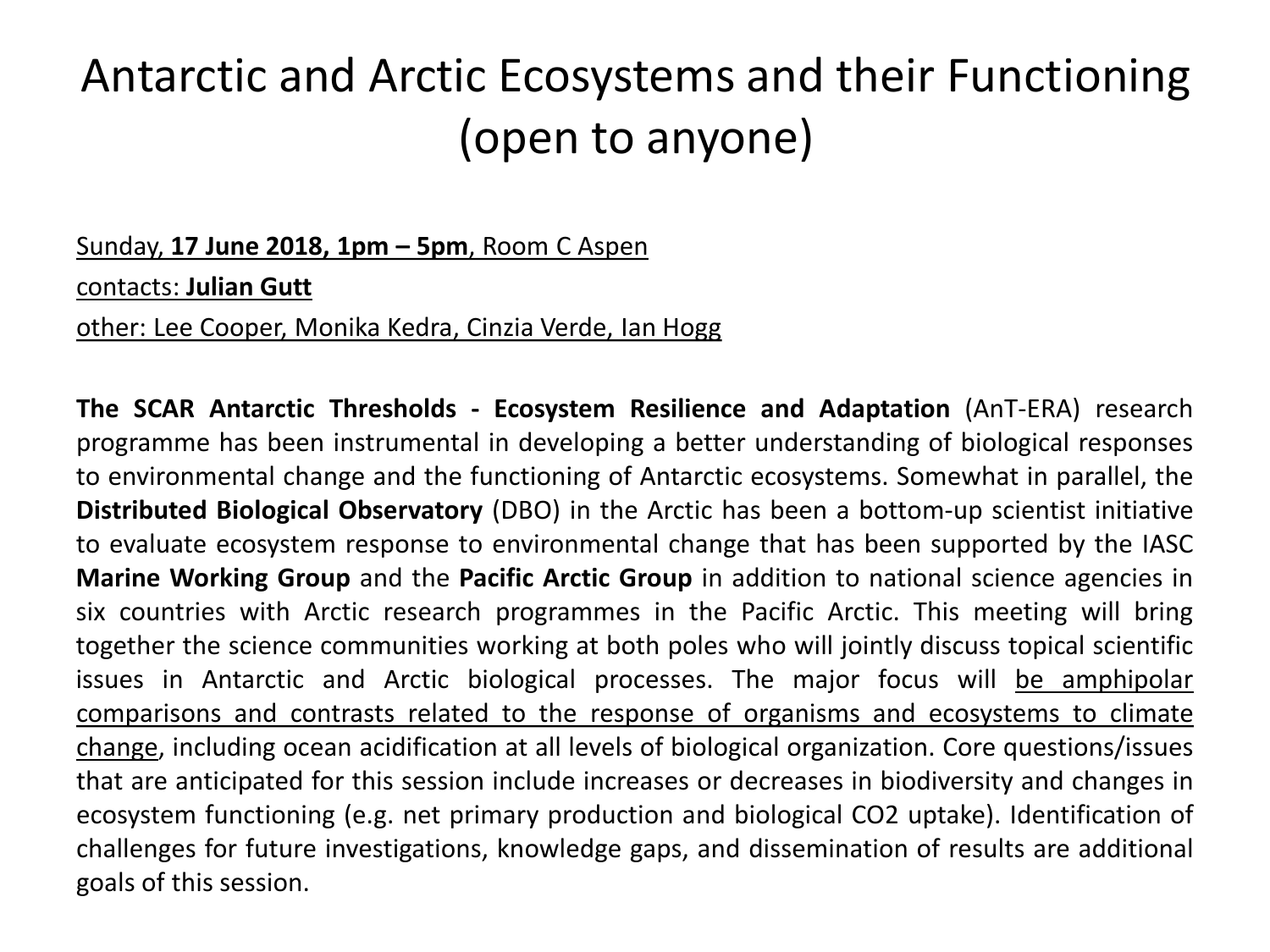# Antarctic and Arctic Ecosystems and their Functioning (open to anyone)

<u>Sunday, **17 June 2018, 1pm – 5pm**, Room C Aspen</u>

<u>contacts: **Julian Gutt**</u>

<u>other: Lee Cooper, Monika Kedra, Cinzia Verde, Ian Hogg</u>

**The SCAR Antarctic Thresholds - Ecosystem Resilience and Adaptation** (AnT-ERA) research programme has been instrumental in developing a better understanding of biological responses to environmental change and the functioning of Antarctic ecosystems. Somewhat in parallel, the **Distributed Biological Observatory** (DBO) in the Arctic has been a bottom-up scientist initiative to evaluate ecosystem response to environmental change that has been supported by the IASC **Marine Working Group** and the **Pacific Arctic Group** in addition to national science agencies in six countries with Arctic research programmes in the Pacific Arctic. This meeting will bring together the science communities working at both poles who will jointly discuss topical scientific issues in Antarctic and Arctic biological processes. The major focus will <u>be amphipolar comparisons and contrasts related to the response of organisms and ecosystems to climate change</u>, including ocean acidification at all levels of biological organization. Core questions/issues that are anticipated for this session include increases or decreases in biodiversity and changes in ecosystem functioning (e.g. net primary production and biological $CO_2$ uptake). Identification of challenges for future investigations, knowledge gaps, and dissemination of results are additional goals of this session.